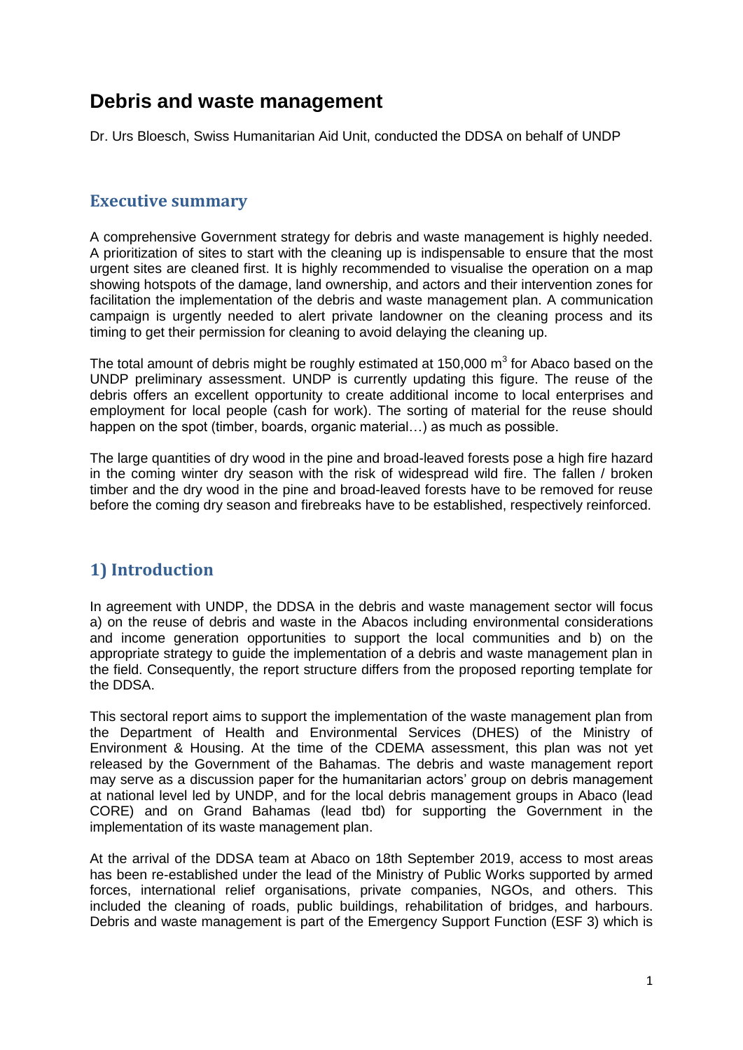# Debris and waste management

Dr. Urs Bloesch, Swiss Humanitarian Aid Unit, conducted the DDSA on behalf of UNDP

## Executive summary

A comprehensive Government strategy for debris and waste management is highly needed. A prioritization of sites to start with the cleaning up is indispensable to ensure that the most urgent sites are cleaned first. It is highly recommended to visualise the operation on a map showing hotspots of the damage, land ownership, and actors and their intervention zones for facilitation the implementation of the debris and waste management plan. A communication campaign is urgently needed to alert private landowner on the cleaning process and its timing to get their permission for cleaning to avoid delaying the cleaning up.

The total amount of debris might be roughly estimated at 150,000 $m^3$ for Abaco based on the UNDP preliminary assessment. UNDP is currently updating this figure. The reuse of the debris offers an excellent opportunity to create additional income to local enterprises and employment for local people (cash for work). The sorting of material for the reuse should happen on the spot (timber, boards, organic material…) as much as possible.

The large quantities of dry wood in the pine and broad-leaved forests pose a high fire hazard in the coming winter dry season with the risk of widespread wild fire. The fallen / broken timber and the dry wood in the pine and broad-leaved forests have to be removed for reuse before the coming dry season and firebreaks have to be established, respectively reinforced.

## 1) Introduction

In agreement with UNDP, the DDSA in the debris and waste management sector will focus a) on the reuse of debris and waste in the Abacos including environmental considerations and income generation opportunities to support the local communities and b) on the appropriate strategy to guide the implementation of a debris and waste management plan in the field. Consequently, the report structure differs from the proposed reporting template for the DDSA.

This sectoral report aims to support the implementation of the waste management plan from the Department of Health and Environmental Services (DHES) of the Ministry of Environment & Housing. At the time of the CDEMA assessment, this plan was not yet released by the Government of the Bahamas. The debris and waste management report may serve as a discussion paper for the humanitarian actors' group on debris management at national level led by UNDP, and for the local debris management groups in Abaco (lead CORE) and on Grand Bahamas (lead tbd) for supporting the Government in the implementation of its waste management plan.

At the arrival of the DDSA team at Abaco on 18th September 2019, access to most areas has been re-established under the lead of the Ministry of Public Works supported by armed forces, international relief organisations, private companies, NGOs, and others. This included the cleaning of roads, public buildings, rehabilitation of bridges, and harbours. Debris and waste management is part of the Emergency Support Function (ESF 3) which is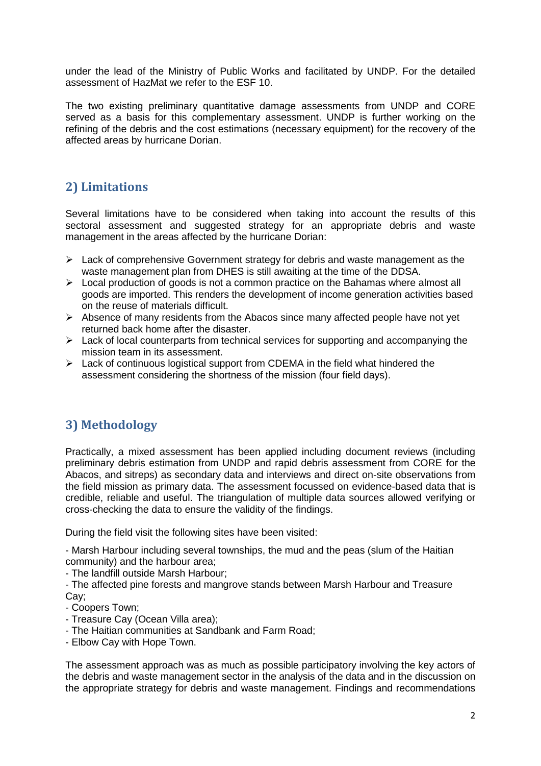under the lead of the Ministry of Public Works and facilitated by UNDP. For the detailed assessment of HazMat we refer to the ESF 10.

The two existing preliminary quantitative damage assessments from UNDP and CORE served as a basis for this complementary assessment. UNDP is further working on the refining of the debris and the cost estimations (necessary equipment) for the recovery of the affected areas by hurricane Dorian.

## 2) Limitations

Several limitations have to be considered when taking into account the results of this sectoral assessment and suggested strategy for an appropriate debris and waste management in the areas affected by the hurricane Dorian:

- Lack of comprehensive Government strategy for debris and waste management as the waste management plan from DHES is still awaiting at the time of the DDSA.
- Local production of goods is not a common practice on the Bahamas where almost all goods are imported. This renders the development of income generation activities based on the reuse of materials difficult.
- Absence of many residents from the Abacos since many affected people have not yet returned back home after the disaster.
- Lack of local counterparts from technical services for supporting and accompanying the mission team in its assessment.
- Lack of continuous logistical support from CDEMA in the field what hindered the assessment considering the shortness of the mission (four field days).

## 3) Methodology

Practically, a mixed assessment has been applied including document reviews (including preliminary debris estimation from UNDP and rapid debris assessment from CORE for the Abacos, and sitreps) as secondary data and interviews and direct on-site observations from the field mission as primary data. The assessment focussed on evidence-based data that is credible, reliable and useful. The triangulation of multiple data sources allowed verifying or cross-checking the data to ensure the validity of the findings.

During the field visit the following sites have been visited:

- Marsh Harbour including several townships, the mud and the peas (slum of the Haitian community) and the harbour area;
- The landfill outside Marsh Harbour;
- The affected pine forests and mangrove stands between Marsh Harbour and Treasure Cay;
- Coopers Town;
- Treasure Cay (Ocean Villa area);
- The Haitian communities at Sandbank and Farm Road;
- Elbow Cay with Hope Town.

The assessment approach was as much as possible participatory involving the key actors of the debris and waste management sector in the analysis of the data and in the discussion on the appropriate strategy for debris and waste management. Findings and recommendations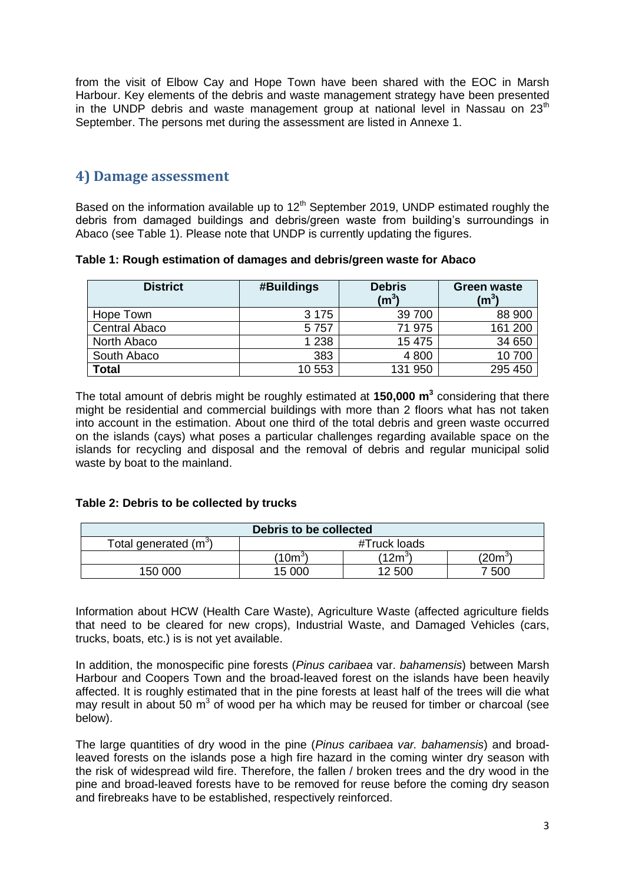from the visit of Elbow Cay and Hope Town have been shared with the EOC in Marsh Harbour. Key elements of the debris and waste management strategy have been presented in the UNDP debris and waste management group at national level in Nassau on 23[th] September. The persons met during the assessment are listed in Annexe 1.

## 4) Damage assessment

Based on the information available up to 12[th] September 2019, UNDP estimated roughly the debris from damaged buildings and debris/green waste from building's surroundings in Abaco (see Table 1). Please note that UNDP is currently updating the figures.

**Table 1: Rough estimation of damages and debris/green waste for Abaco**

| District | #Buildings | Debris ($m^3$) | Green waste ($m^3$) |
|---|---|---|---|
| Hope Town | 3 175 | 39 700 | 88 900 |
| Central Abaco | 5 757 | 71 975 | 161 200 |
| North Abaco | 1 238 | 15 475 | 34 650 |
| South Abaco | 383 | 4 800 | 10 700 |
| **Total** | 10 553 | 131 950 | 295 450 |

The total amount of debris might be roughly estimated at **150,000 $m^3$** considering that there might be residential and commercial buildings with more than 2 floors what has not taken into account in the estimation. About one third of the total debris and green waste occurred on the islands (cays) what poses a particular challenges regarding available space on the islands for recycling and disposal and the removal of debris and regular municipal solid waste by boat to the mainland.

**Table 2: Debris to be collected by trucks**

| Debris to be collected | | | |
|---|---|---|---|
| Total generated ($m^3$) | #Truck loads | | |
| | ($10m^3$) | ($12m^3$) | ($20m^3$) |
| 150 000 | 15 000 | 12 500 | 7 500 |

Information about HCW (Health Care Waste), Agriculture Waste (affected agriculture fields that need to be cleared for new crops), Industrial Waste, and Damaged Vehicles (cars, trucks, boats, etc.) is is not yet available.

In addition, the monospecific pine forests (*Pinus caribaea* var. *bahamensis*) between Marsh Harbour and Coopers Town and the broad-leaved forest on the islands have been heavily affected. It is roughly estimated that in the pine forests at least half of the trees will die what may result in about 50 $m^3$ of wood per ha which may be reused for timber or charcoal (see below).

The large quantities of dry wood in the pine (*Pinus caribaea var. bahamensis*) and broad-leaved forests on the islands pose a high fire hazard in the coming winter dry season with the risk of widespread wild fire. Therefore, the fallen / broken trees and the dry wood in the pine and broad-leaved forests have to be removed for reuse before the coming dry season and firebreaks have to be established, respectively reinforced.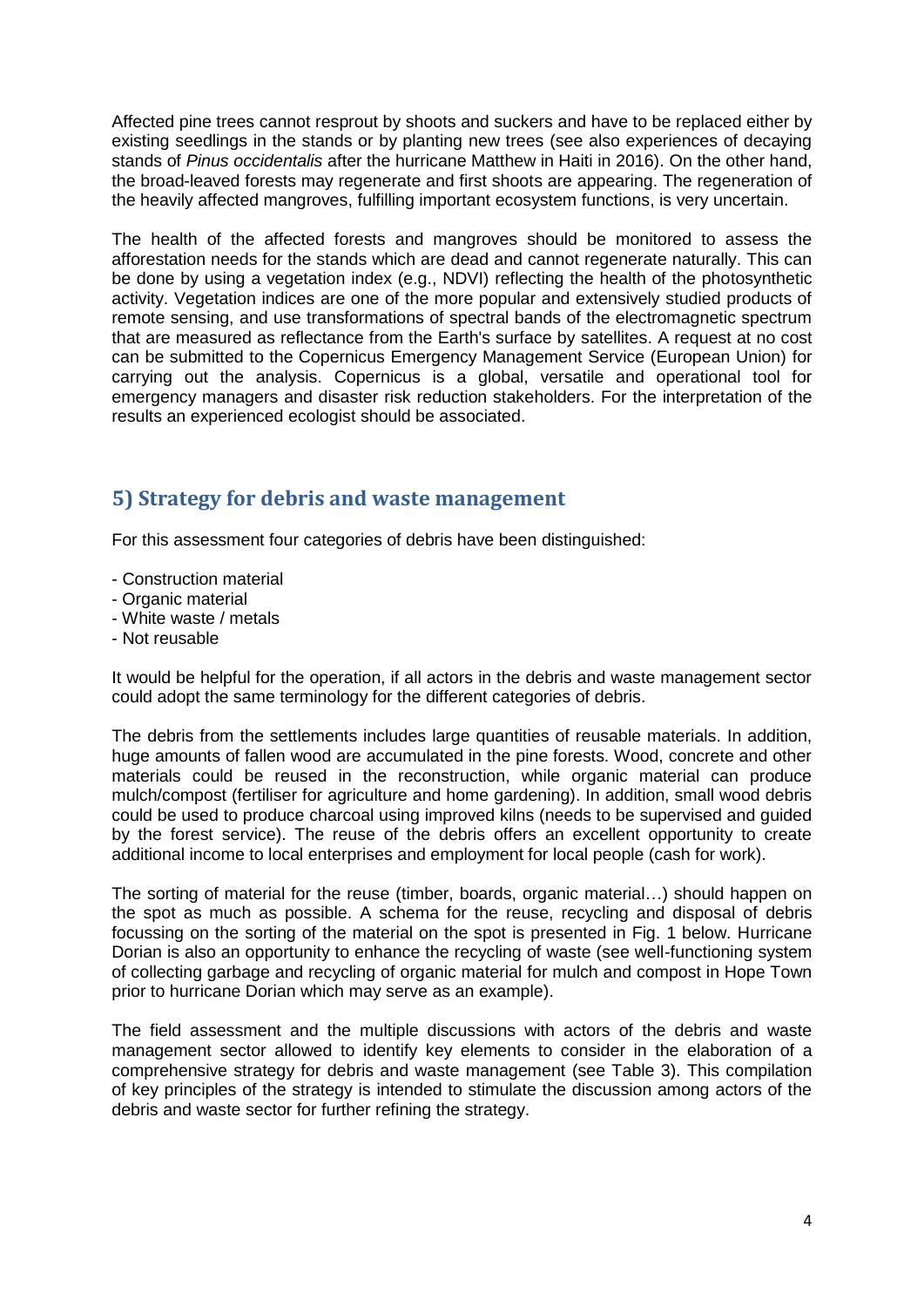Affected pine trees cannot resprout by shoots and suckers and have to be replaced either by existing seedlings in the stands or by planting new trees (see also experiences of decaying stands of *Pinus occidentalis* after the hurricane Matthew in Haiti in 2016). On the other hand, the broad-leaved forests may regenerate and first shoots are appearing. The regeneration of the heavily affected mangroves, fulfilling important ecosystem functions, is very uncertain.

The health of the affected forests and mangroves should be monitored to assess the afforestation needs for the stands which are dead and cannot regenerate naturally. This can be done by using a vegetation index (e.g., NDVI) reflecting the health of the photosynthetic activity. Vegetation indices are one of the more popular and extensively studied products of remote sensing, and use transformations of spectral bands of the electromagnetic spectrum that are measured as reflectance from the Earth's surface by satellites. A request at no cost can be submitted to the Copernicus Emergency Management Service (European Union) for carrying out the analysis. Copernicus is a global, versatile and operational tool for emergency managers and disaster risk reduction stakeholders. For the interpretation of the results an experienced ecologist should be associated.

## 5) Strategy for debris and waste management

For this assessment four categories of debris have been distinguished:

- Construction material
- Organic material
- White waste / metals
- Not reusable

It would be helpful for the operation, if all actors in the debris and waste management sector could adopt the same terminology for the different categories of debris.

The debris from the settlements includes large quantities of reusable materials. In addition, huge amounts of fallen wood are accumulated in the pine forests. Wood, concrete and other materials could be reused in the reconstruction, while organic material can produce mulch/compost (fertiliser for agriculture and home gardening). In addition, small wood debris could be used to produce charcoal using improved kilns (needs to be supervised and guided by the forest service). The reuse of the debris offers an excellent opportunity to create additional income to local enterprises and employment for local people (cash for work).

The sorting of material for the reuse (timber, boards, organic material…) should happen on the spot as much as possible. A schema for the reuse, recycling and disposal of debris focussing on the sorting of the material on the spot is presented in Fig. 1 below. Hurricane Dorian is also an opportunity to enhance the recycling of waste (see well-functioning system of collecting garbage and recycling of organic material for mulch and compost in Hope Town prior to hurricane Dorian which may serve as an example).

The field assessment and the multiple discussions with actors of the debris and waste management sector allowed to identify key elements to consider in the elaboration of a comprehensive strategy for debris and waste management (see Table 3). This compilation of key principles of the strategy is intended to stimulate the discussion among actors of the debris and waste sector for further refining the strategy.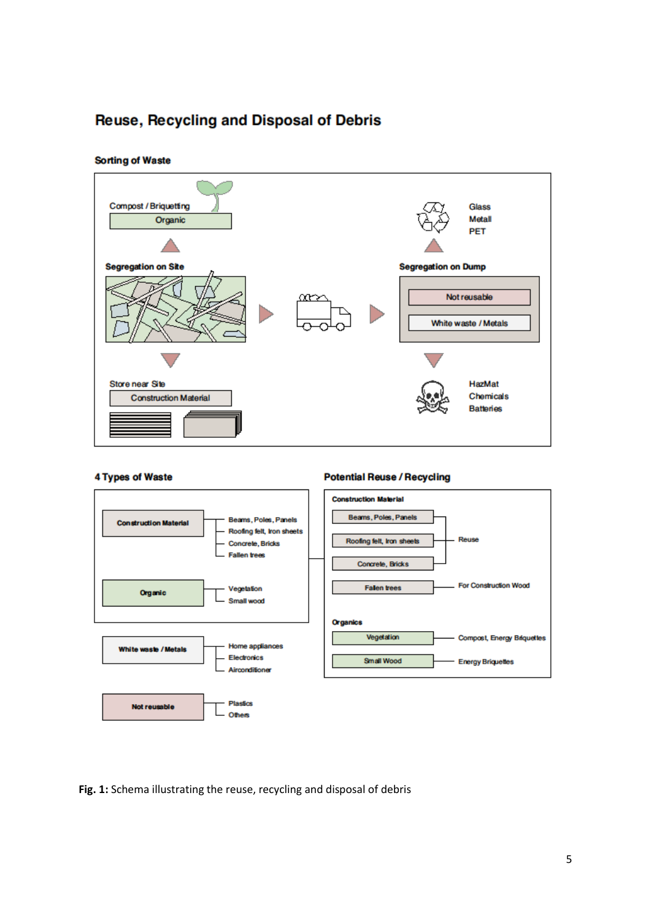# Reuse, Recycling and Disposal of Debris

## Sorting of Waste

Compost / Briquetting

Organic

Segregation on Site

Store near Site

Construction Material

Glass
Metall
PET

Segregation on Dump

Not reusable

White waste / Metals

HazMat
Chemicals
Batteries

## 4 Types of Waste

Construction Material
- Beams, Poles, Panels
- Roofing felt, Iron sheets
- Concrete, Bricks
- Fallen trees

Organic
- Vegetation
- Small wood

White waste / Metals
- Home appliances
- Electronics
- Airconditioner

Not reusable
- Plastics
- Others

## Potential Reuse / Recycling

Construction Material
- Beams, Poles, Panels — Reuse
- Roofing felt, Iron sheets — Reuse
- Concrete, Bricks — Reuse
- Fallen trees — For Construction Wood

Organics
- Vegetation — Compost, Energy Briquettes
- Small Wood — Energy Briquettes

**Fig. 1:** Schema illustrating the reuse, recycling and disposal of debris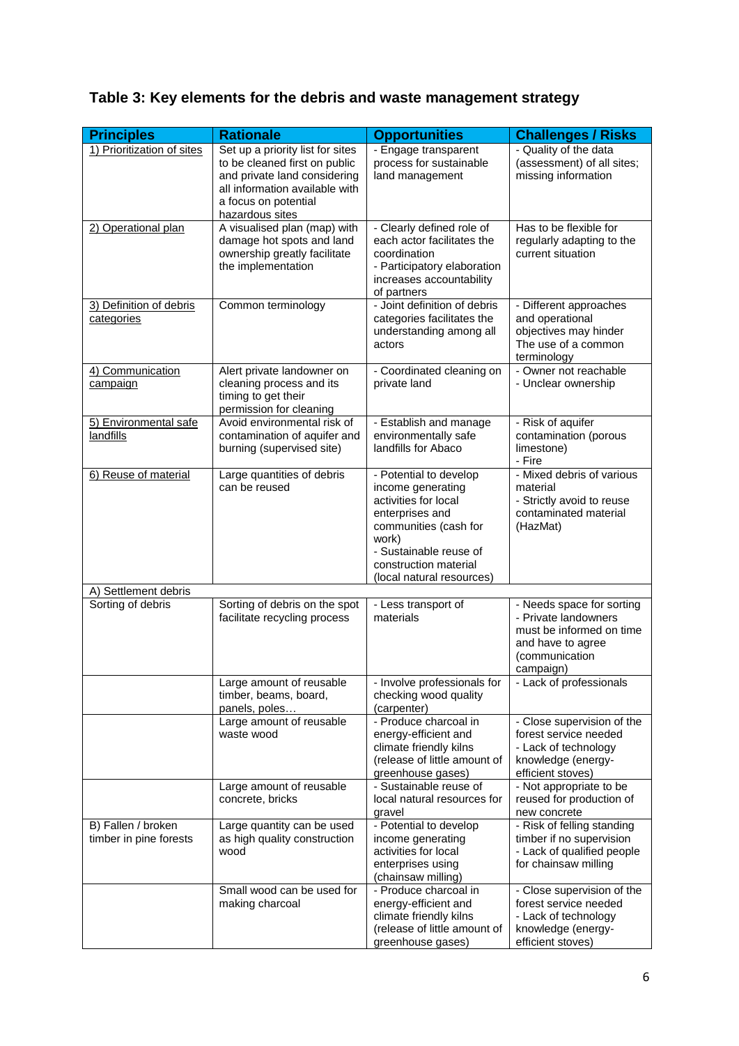## Table 3: Key elements for the debris and waste management strategy

| Principles | Rationale | Opportunities | Challenges / Risks |
|---|---|---|---|
| 1) Prioritization of sites | Set up a priority list for sites to be cleaned first on public and private land considering all information available with a focus on potential hazardous sites | - Engage transparent process for sustainable land management | - Quality of the data (assessment) of all sites; missing information |
| 2) Operational plan | A visualised plan (map) with damage hot spots and land ownership greatly facilitate the implementation | - Clearly defined role of each actor facilitates the coordination<br>- Participatory elaboration increases accountability of partners | Has to be flexible for regularly adapting to the current situation |
| 3) Definition of debris categories | Common terminology | - Joint definition of debris categories facilitates the understanding among all actors | - Different approaches and operational objectives may hinder The use of a common terminology |
| 4) Communication campaign | Alert private landowner on cleaning process and its timing to get their permission for cleaning | - Coordinated cleaning on private land | - Owner not reachable<br>- Unclear ownership |
| 5) Environmental safe landfills | Avoid environmental risk of contamination of aquifer and burning (supervised site) | - Establish and manage environmentally safe landfills for Abaco | - Risk of aquifer contamination (porous limestone)<br>- Fire |
| 6) Reuse of material | Large quantities of debris can be reused | - Potential to develop income generating activities for local enterprises and communities (cash for work)<br>- Sustainable reuse of construction material (local natural resources) | - Mixed debris of various material<br>- Strictly avoid to reuse contaminated material (HazMat) |
| A) Settlement debris | | | |
| Sorting of debris | Sorting of debris on the spot facilitate recycling process | - Less transport of materials | - Needs space for sorting<br>- Private landowners must be informed on time and have to agree (communication campaign) |
| | Large amount of reusable timber, beams, board, panels, poles… | - Involve professionals for checking wood quality (carpenter) | - Lack of professionals |
| | Large amount of reusable waste wood | - Produce charcoal in energy-efficient and climate friendly kilns (release of little amount of greenhouse gases) | - Close supervision of the forest service needed<br>- Lack of technology knowledge (energy-efficient stoves) |
| | Large amount of reusable concrete, bricks | - Sustainable reuse of local natural resources for gravel | - Not appropriate to be reused for production of new concrete |
| B) Fallen / broken timber in pine forests | Large quantity can be used as high quality construction wood | - Potential to develop income generating activities for local enterprises using (chainsaw milling) | - Risk of felling standing timber if no supervision<br>- Lack of qualified people for chainsaw milling |
| | Small wood can be used for making charcoal | - Produce charcoal in energy-efficient and climate friendly kilns (release of little amount of greenhouse gases) | - Close supervision of the forest service needed<br>- Lack of technology knowledge (energy-efficient stoves) |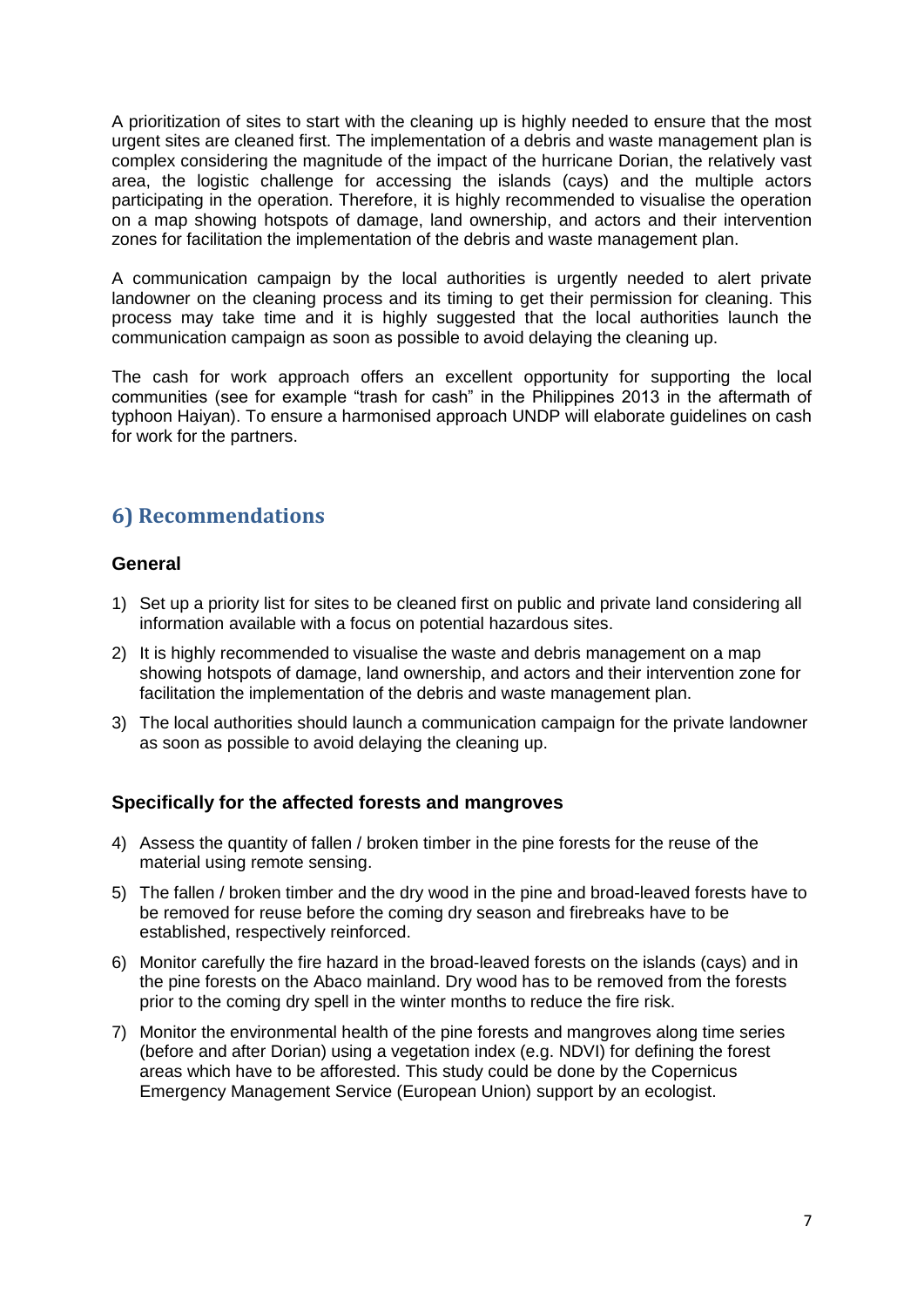A prioritization of sites to start with the cleaning up is highly needed to ensure that the most urgent sites are cleaned first. The implementation of a debris and waste management plan is complex considering the magnitude of the impact of the hurricane Dorian, the relatively vast area, the logistic challenge for accessing the islands (cays) and the multiple actors participating in the operation. Therefore, it is highly recommended to visualise the operation on a map showing hotspots of damage, land ownership, and actors and their intervention zones for facilitation the implementation of the debris and waste management plan.

A communication campaign by the local authorities is urgently needed to alert private landowner on the cleaning process and its timing to get their permission for cleaning. This process may take time and it is highly suggested that the local authorities launch the communication campaign as soon as possible to avoid delaying the cleaning up.

The cash for work approach offers an excellent opportunity for supporting the local communities (see for example "trash for cash" in the Philippines 2013 in the aftermath of typhoon Haiyan). To ensure a harmonised approach UNDP will elaborate guidelines on cash for work for the partners.

## 6) Recommendations

### General

1) Set up a priority list for sites to be cleaned first on public and private land considering all information available with a focus on potential hazardous sites.
2) It is highly recommended to visualise the waste and debris management on a map showing hotspots of damage, land ownership, and actors and their intervention zone for facilitation the implementation of the debris and waste management plan.
3) The local authorities should launch a communication campaign for the private landowner as soon as possible to avoid delaying the cleaning up.

### Specifically for the affected forests and mangroves

4) Assess the quantity of fallen / broken timber in the pine forests for the reuse of the material using remote sensing.
5) The fallen / broken timber and the dry wood in the pine and broad-leaved forests have to be removed for reuse before the coming dry season and firebreaks have to be established, respectively reinforced.
6) Monitor carefully the fire hazard in the broad-leaved forests on the islands (cays) and in the pine forests on the Abaco mainland. Dry wood has to be removed from the forests prior to the coming dry spell in the winter months to reduce the fire risk.
7) Monitor the environmental health of the pine forests and mangroves along time series (before and after Dorian) using a vegetation index (e.g. NDVI) for defining the forest areas which have to be afforested. This study could be done by the Copernicus Emergency Management Service (European Union) support by an ecologist.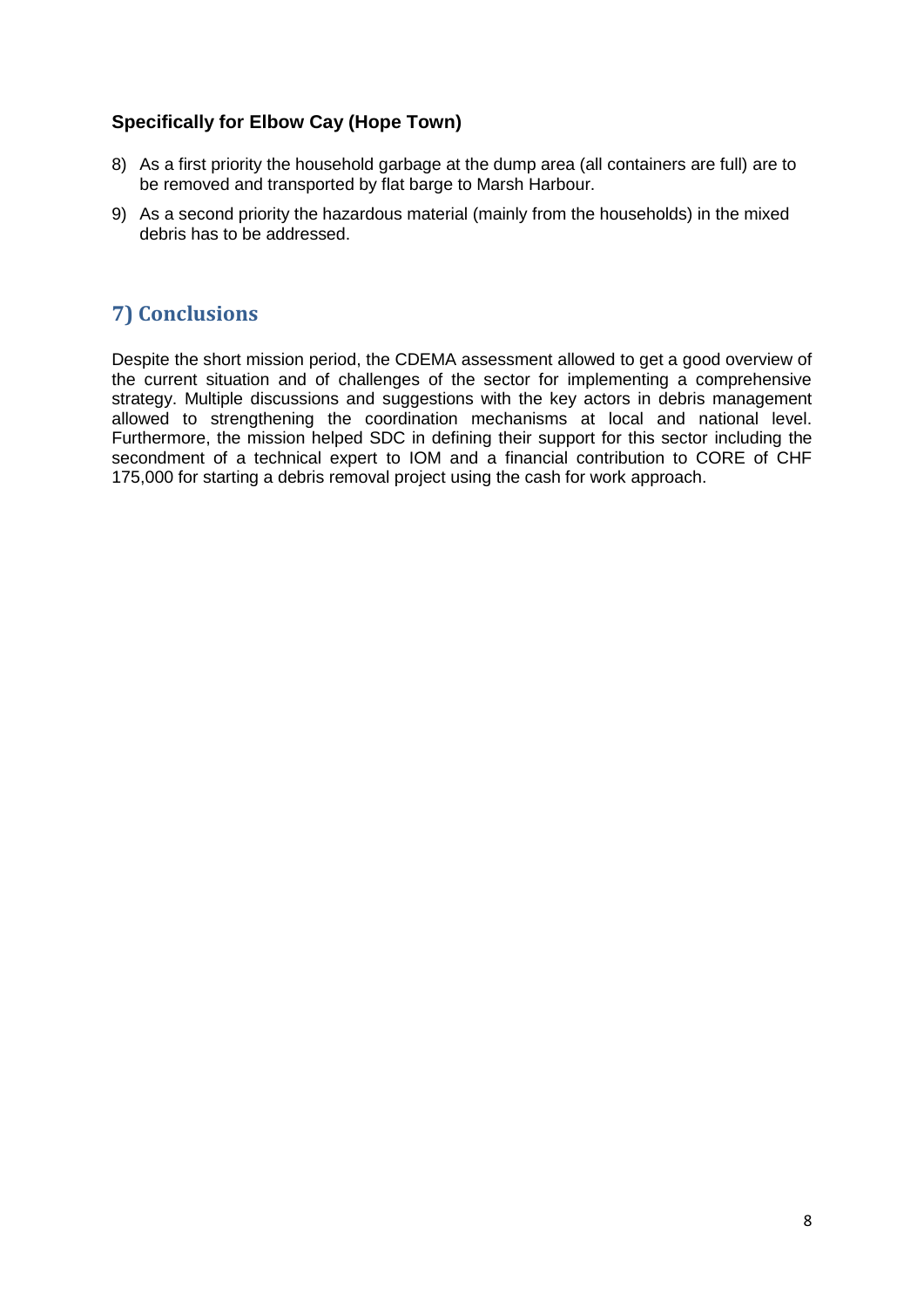**Specifically for Elbow Cay (Hope Town)**

8) As a first priority the household garbage at the dump area (all containers are full) are to be removed and transported by flat barge to Marsh Harbour.
9) As a second priority the hazardous material (mainly from the households) in the mixed debris has to be addressed.

## 7) Conclusions

Despite the short mission period, the CDEMA assessment allowed to get a good overview of the current situation and of challenges of the sector for implementing a comprehensive strategy. Multiple discussions and suggestions with the key actors in debris management allowed to strengthening the coordination mechanisms at local and national level. Furthermore, the mission helped SDC in defining their support for this sector including the secondment of a technical expert to IOM and a financial contribution to CORE of CHF 175,000 for starting a debris removal project using the cash for work approach.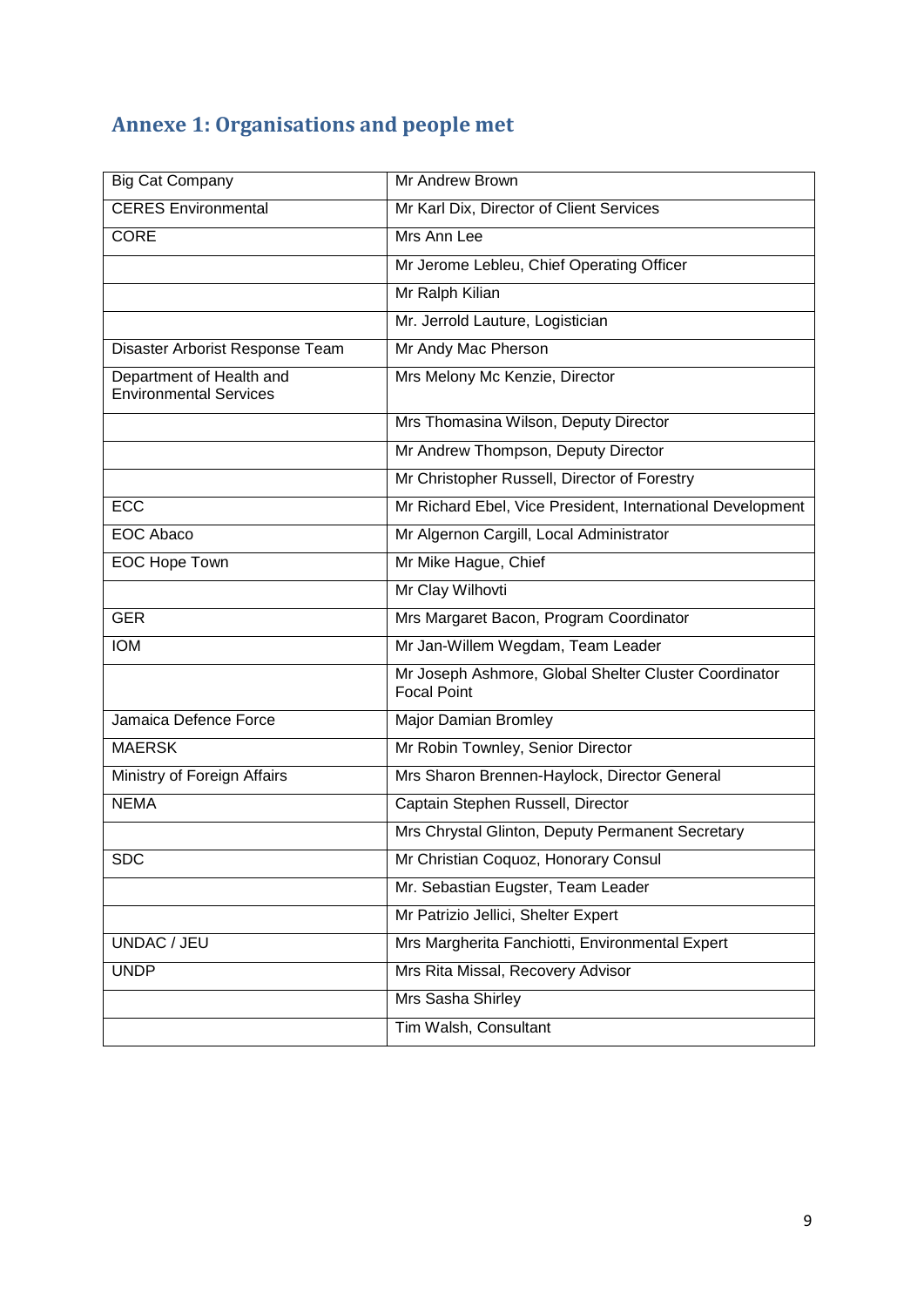## Annexe 1: Organisations and people met

| | |
|---|---|
| Big Cat Company | Mr Andrew Brown |
| CERES Environmental | Mr Karl Dix, Director of Client Services |
| CORE | Mrs Ann Lee |
| | Mr Jerome Lebleu, Chief Operating Officer |
| | Mr Ralph Kilian |
| | Mr. Jerrold Lauture, Logistician |
| Disaster Arborist Response Team | Mr Andy Mac Pherson |
| Department of Health and Environmental Services | Mrs Melony Mc Kenzie, Director |
| | Mrs Thomasina Wilson, Deputy Director |
| | Mr Andrew Thompson, Deputy Director |
| | Mr Christopher Russell, Director of Forestry |
| ECC | Mr Richard Ebel, Vice President, International Development |
| EOC Abaco | Mr Algernon Cargill, Local Administrator |
| EOC Hope Town | Mr Mike Hague, Chief |
| | Mr Clay Wilhovti |
| GER | Mrs Margaret Bacon, Program Coordinator |
| IOM | Mr Jan-Willem Wegdam, Team Leader |
| | Mr Joseph Ashmore, Global Shelter Cluster Coordinator Focal Point |
| Jamaica Defence Force | Major Damian Bromley |
| MAERSK | Mr Robin Townley, Senior Director |
| Ministry of Foreign Affairs | Mrs Sharon Brennen-Haylock, Director General |
| NEMA | Captain Stephen Russell, Director |
| | Mrs Chrystal Glinton, Deputy Permanent Secretary |
| SDC | Mr Christian Coquoz, Honorary Consul |
| | Mr. Sebastian Eugster, Team Leader |
| | Mr Patrizio Jellici, Shelter Expert |
| UNDAC / JEU | Mrs Margherita Fanchiotti, Environmental Expert |
| UNDP | Mrs Rita Missal, Recovery Advisor |
| | Mrs Sasha Shirley |
| | Tim Walsh, Consultant |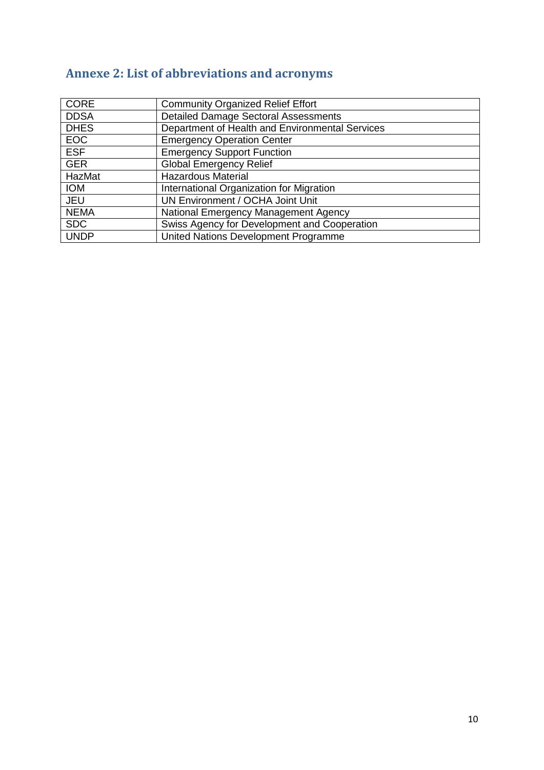## Annexe 2: List of abbreviations and acronyms

| | |
|---|---|
| CORE | Community Organized Relief Effort |
| DDSA | Detailed Damage Sectoral Assessments |
| DHES | Department of Health and Environmental Services |
| EOC | Emergency Operation Center |
| ESF | Emergency Support Function |
| GER | Global Emergency Relief |
| HazMat | Hazardous Material |
| IOM | International Organization for Migration |
| JEU | UN Environment / OCHA Joint Unit |
| NEMA | National Emergency Management Agency |
| SDC | Swiss Agency for Development and Cooperation |
| UNDP | United Nations Development Programme |